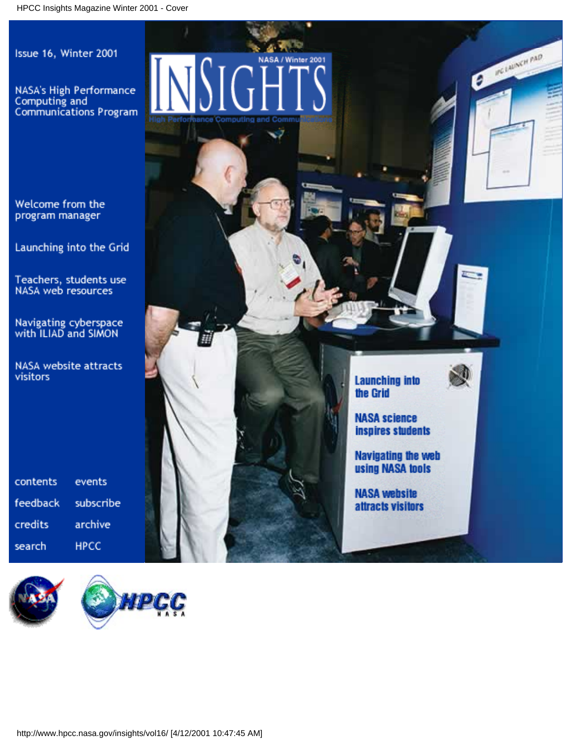Issue 16, Winter 2001

NASA's High Performance Computing and Communications Program

# INSIGHTS

NASA / Winter 2001

High Performance Computing and Communications

Welcome from the program manager

Launching into the Grid

Teachers, students use NASA web resources

Navigating cyberspace with ILIAD and SIMON

NASA website attracts visitors

Launching into the Grid

NASA science inspires students

Navigating the web using NASA tools

NASA website attracts visitors

| | |
|---|---|
| contents | events |
| feedback | subscribe |
| credits | archive |
| search | HPCC |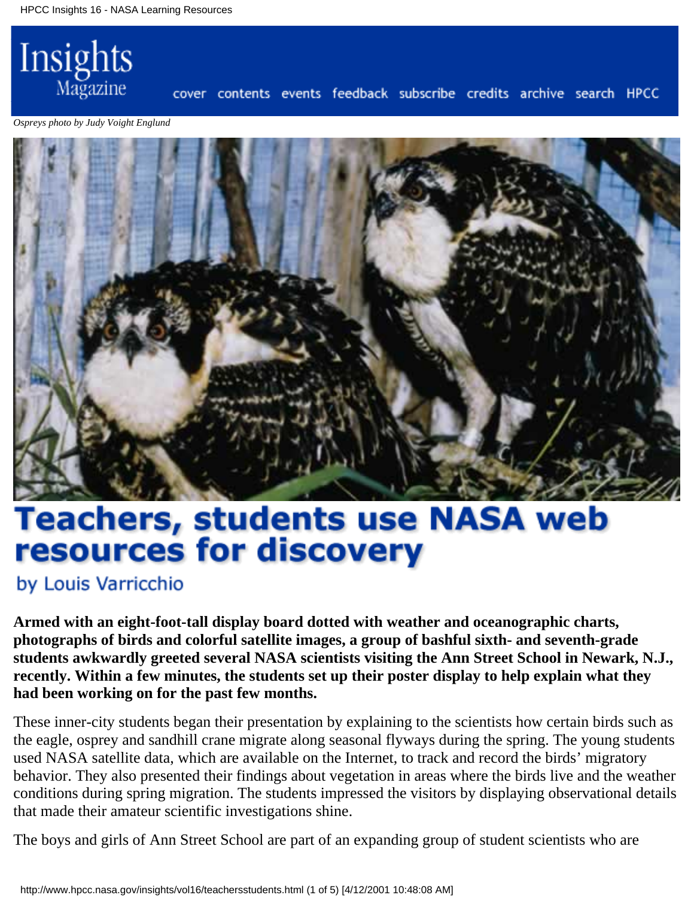Insights Magazine

cover contents events feedback subscribe credits archive search HPCC

*Ospreys photo by Judy Voight Englund*

# Teachers, students use NASA web resources for discovery

by Louis Varricchio

**Armed with an eight-foot-tall display board dotted with weather and oceanographic charts, photographs of birds and colorful satellite images, a group of bashful sixth- and seventh-grade students awkwardly greeted several NASA scientists visiting the Ann Street School in Newark, N.J., recently. Within a few minutes, the students set up their poster display to help explain what they had been working on for the past few months.**

These inner-city students began their presentation by explaining to the scientists how certain birds such as the eagle, osprey and sandhill crane migrate along seasonal flyways during the spring. The young students used NASA satellite data, which are available on the Internet, to track and record the birds' migratory behavior. They also presented their findings about vegetation in areas where the birds live and the weather conditions during spring migration. The students impressed the visitors by displaying observational details that made their amateur scientific investigations shine.

The boys and girls of Ann Street School are part of an expanding group of student scientists who are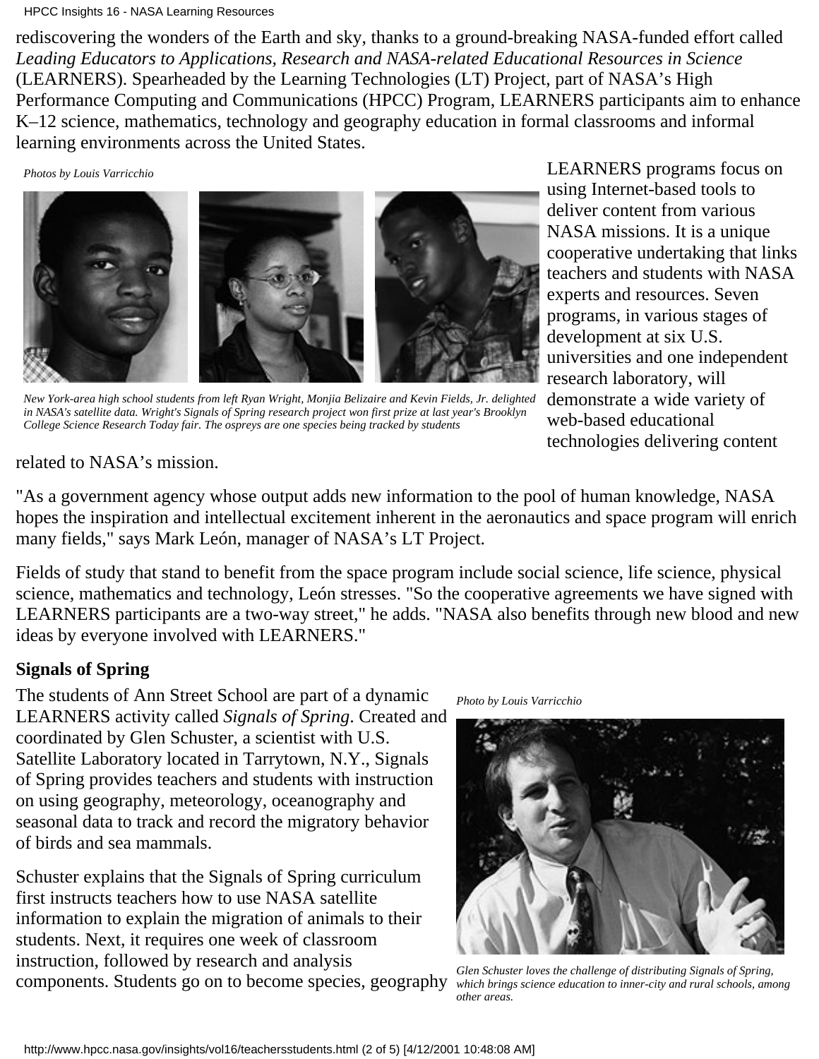rediscovering the wonders of the Earth and sky, thanks to a ground-breaking NASA-funded effort called *Leading Educators to Applications, Research and NASA-related Educational Resources in Science* (LEARNERS). Spearheaded by the Learning Technologies (LT) Project, part of NASA's High Performance Computing and Communications (HPCC) Program, LEARNERS participants aim to enhance K–12 science, mathematics, technology and geography education in formal classrooms and informal learning environments across the United States.

*Photos by Louis Varricchio*

*New York-area high school students from left Ryan Wright, Monjia Belizaire and Kevin Fields, Jr. delighted in NASA's satellite data. Wright's Signals of Spring research project won first prize at last year's Brooklyn College Science Research Today fair. The ospreys are one species being tracked by students*

LEARNERS programs focus on using Internet-based tools to deliver content from various NASA missions. It is a unique cooperative undertaking that links teachers and students with NASA experts and resources. Seven programs, in various stages of development at six U.S. universities and one independent research laboratory, will demonstrate a wide variety of web-based educational technologies delivering content related to NASA's mission.

"As a government agency whose output adds new information to the pool of human knowledge, NASA hopes the inspiration and intellectual excitement inherent in the aeronautics and space program will enrich many fields," says Mark León, manager of NASA's LT Project.

Fields of study that stand to benefit from the space program include social science, life science, physical science, mathematics and technology, León stresses. "So the cooperative agreements we have signed with LEARNERS participants are a two-way street," he adds. "NASA also benefits through new blood and new ideas by everyone involved with LEARNERS."

**Signals of Spring**

The students of Ann Street School are part of a dynamic LEARNERS activity called *Signals of Spring*. Created and coordinated by Glen Schuster, a scientist with U.S. Satellite Laboratory located in Tarrytown, N.Y., Signals of Spring provides teachers and students with instruction on using geography, meteorology, oceanography and seasonal data to track and record the migratory behavior of birds and sea mammals.

*Photo by Louis Varricchio*

*Glen Schuster loves the challenge of distributing Signals of Spring, which brings science education to inner-city and rural schools, among other areas.*

Schuster explains that the Signals of Spring curriculum first instructs teachers how to use NASA satellite information to explain the migration of animals to their students. Next, it requires one week of classroom instruction, followed by research and analysis components. Students go on to become species, geography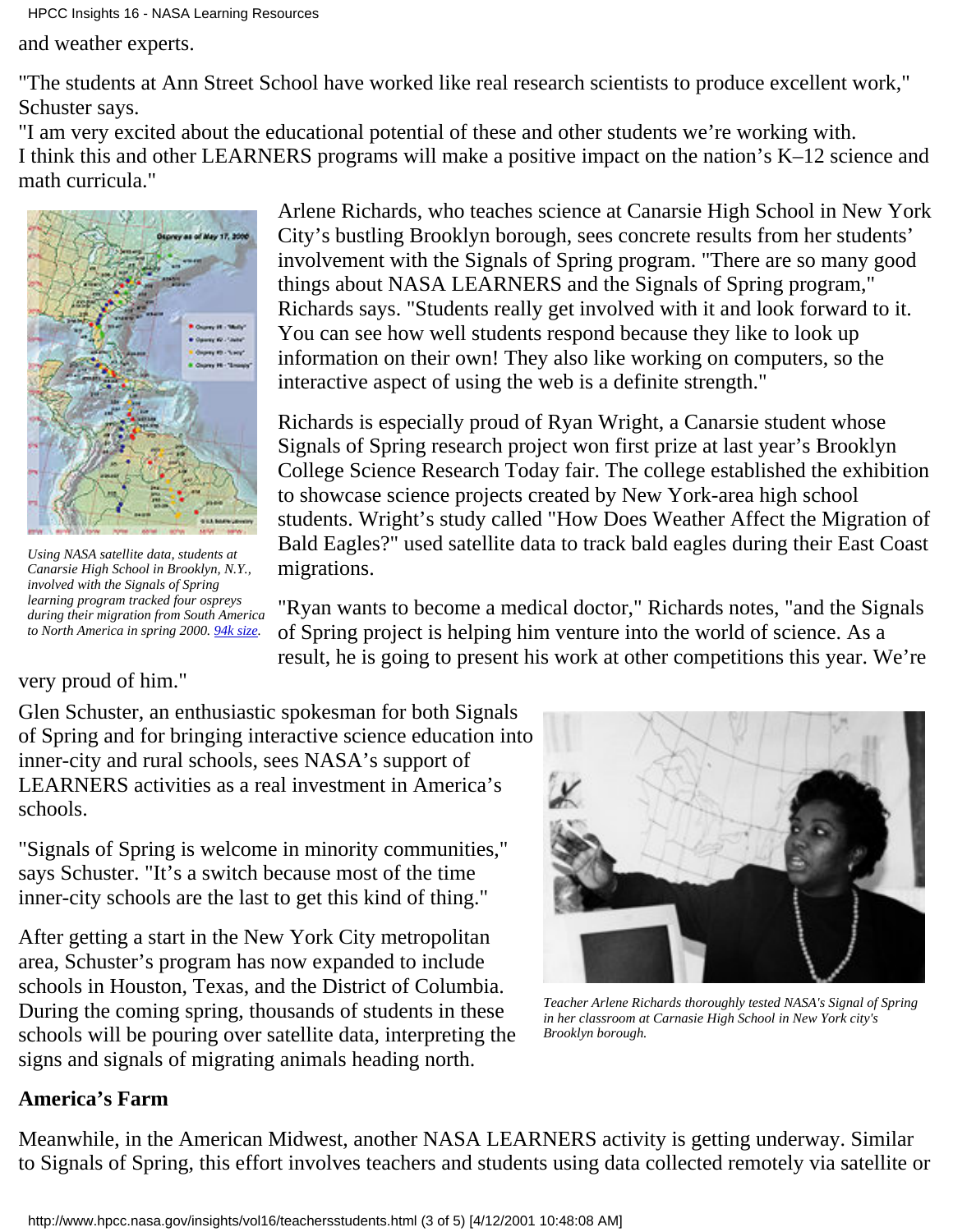and weather experts.

"The students at Ann Street School have worked like real research scientists to produce excellent work," Schuster says.
"I am very excited about the educational potential of these and other students we're working with.
I think this and other LEARNERS programs will make a positive impact on the nation's K–12 science and math curricula."

*Using NASA satellite data, students at Canarsie High School in Brooklyn, N.Y., involved with the Signals of Spring learning program tracked four ospreys during their migration from South America to North America in spring 2000.* [94k size](#).

Arlene Richards, who teaches science at Canarsie High School in New York City's bustling Brooklyn borough, sees concrete results from her students' involvement with the Signals of Spring program. "There are so many good things about NASA LEARNERS and the Signals of Spring program," Richards says. "Students really get involved with it and look forward to it. You can see how well students respond because they like to look up information on their own! They also like working on computers, so the interactive aspect of using the web is a definite strength."

Richards is especially proud of Ryan Wright, a Canarsie student whose Signals of Spring research project won first prize at last year's Brooklyn College Science Research Today fair. The college established the exhibition to showcase science projects created by New York-area high school students. Wright's study called "How Does Weather Affect the Migration of Bald Eagles?" used satellite data to track bald eagles during their East Coast migrations.

"Ryan wants to become a medical doctor," Richards notes, "and the Signals of Spring project is helping him venture into the world of science. As a result, he is going to present his work at other competitions this year. We're very proud of him."

Glen Schuster, an enthusiastic spokesman for both Signals of Spring and for bringing interactive science education into inner-city and rural schools, sees NASA's support of LEARNERS activities as a real investment in America's schools.

"Signals of Spring is welcome in minority communities," says Schuster. "It's a switch because most of the time inner-city schools are the last to get this kind of thing."

After getting a start in the New York City metropolitan area, Schuster's program has now expanded to include schools in Houston, Texas, and the District of Columbia. During the coming spring, thousands of students in these schools will be pouring over satellite data, interpreting the signs and signals of migrating animals heading north.

*Teacher Arlene Richards thoroughly tested NASA's Signal of Spring in her classroom at Carnasie High School in New York city's Brooklyn borough.*

## America's Farm

Meanwhile, in the American Midwest, another NASA LEARNERS activity is getting underway. Similar to Signals of Spring, this effort involves teachers and students using data collected remotely via satellite or